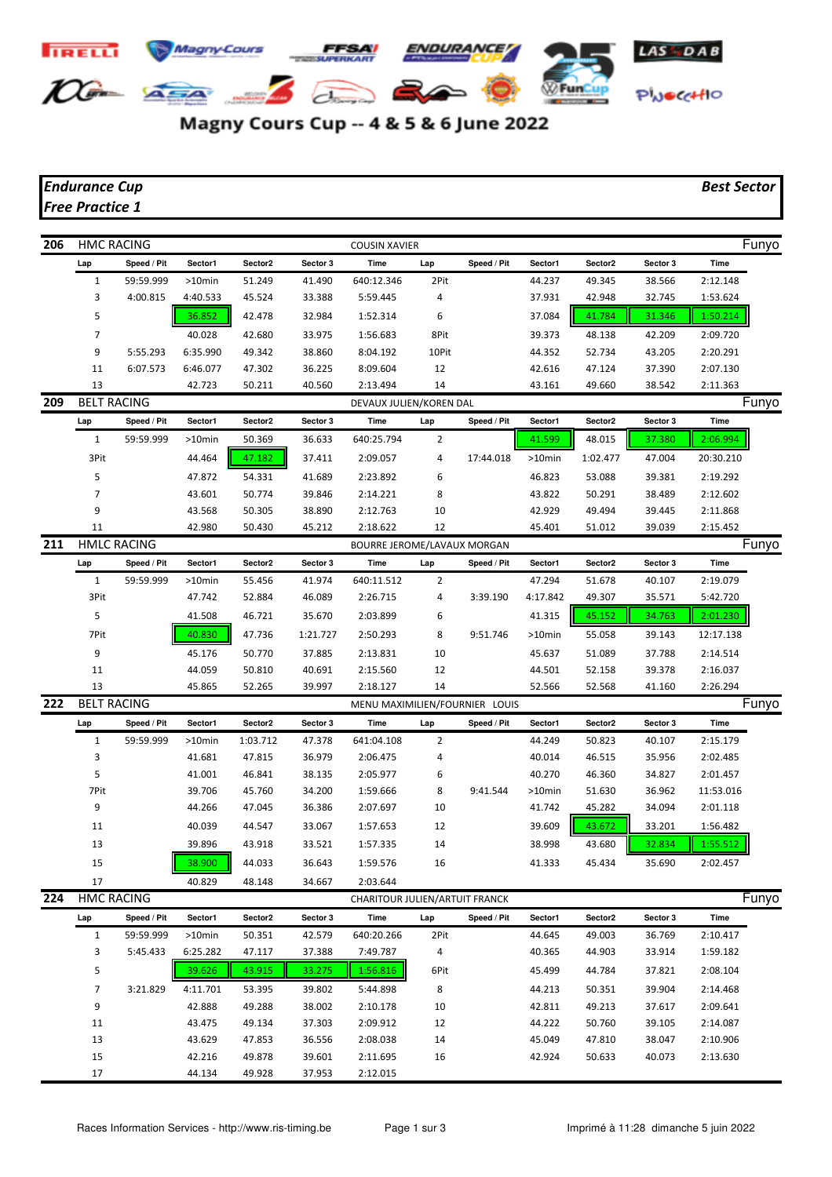# Magny Cours Cup -- 4 & 5 & 6 June 2022

***Endurance Cup***
***Free Practice 1***

***Best Sector***

**206** HMC RACING — COUSIN XAVIER — Funyo

| Lap | Speed / Pit | Sector1 | Sector2 | Sector 3 | Time | Lap | Speed / Pit | Sector1 | Sector2 | Sector 3 | Time |
|---|---|---|---|---|---|---|---|---|---|---|---|
| 1 | 59:59.999 | >10min | 51.249 | 41.490 | 640:12.346 | 2Pit | | 44.237 | 49.345 | 38.566 | 2:12.148 |
| 3 | 4:00.815 | 4:40.533 | 45.524 | 33.388 | 5:59.445 | 4 | | 37.931 | 42.948 | 32.745 | 1:53.624 |
| 5 | | 36.852 | 42.478 | 32.984 | 1:52.314 | 6 | | 37.084 | 41.784 | 31.346 | 1:50.214 |
| 7 | | 40.028 | 42.680 | 33.975 | 1:56.683 | 8Pit | | 39.373 | 48.138 | 42.209 | 2:09.720 |
| 9 | 5:55.293 | 6:35.990 | 49.342 | 38.860 | 8:04.192 | 10Pit | | 44.352 | 52.734 | 43.205 | 2:20.291 |
| 11 | 6:07.573 | 6:46.077 | 47.302 | 36.225 | 8:09.604 | 12 | | 42.616 | 47.124 | 37.390 | 2:07.130 |
| 13 | | 42.723 | 50.211 | 40.560 | 2:13.494 | 14 | | 43.161 | 49.660 | 38.542 | 2:11.363 |

**209** BELT RACING — DEVAUX JULIEN/KOREN DAL — Funyo

| Lap | Speed / Pit | Sector1 | Sector2 | Sector 3 | Time | Lap | Speed / Pit | Sector1 | Sector2 | Sector 3 | Time |
|---|---|---|---|---|---|---|---|---|---|---|---|
| 1 | 59:59.999 | >10min | 50.369 | 36.633 | 640:25.794 | 2 | | 41.599 | 48.015 | 37.380 | 2:06.994 |
| 3Pit | | 44.464 | 47.182 | 37.411 | 2:09.057 | 4 | 17:44.018 | >10min | 1:02.477 | 47.004 | 20:30.210 |
| 5 | | 47.872 | 54.331 | 41.689 | 2:23.892 | 6 | | 46.823 | 53.088 | 39.381 | 2:19.292 |
| 7 | | 43.601 | 50.774 | 39.846 | 2:14.221 | 8 | | 43.822 | 50.291 | 38.489 | 2:12.602 |
| 9 | | 43.568 | 50.305 | 38.890 | 2:12.763 | 10 | | 42.929 | 49.494 | 39.445 | 2:11.868 |
| 11 | | 42.980 | 50.430 | 45.212 | 2:18.622 | 12 | | 45.401 | 51.012 | 39.039 | 2:15.452 |

**211** HMLC RACING — BOURRE JEROME/LAVAUX MORGAN — Funyo

| Lap | Speed / Pit | Sector1 | Sector2 | Sector 3 | Time | Lap | Speed / Pit | Sector1 | Sector2 | Sector 3 | Time |
|---|---|---|---|---|---|---|---|---|---|---|---|
| 1 | 59:59.999 | >10min | 55.456 | 41.974 | 640:11.512 | 2 | | 47.294 | 51.678 | 40.107 | 2:19.079 |
| 3Pit | | 47.742 | 52.884 | 46.089 | 2:26.715 | 4 | 3:39.190 | 4:17.842 | 49.307 | 35.571 | 5:42.720 |
| 5 | | 41.508 | 46.721 | 35.670 | 2:03.899 | 6 | | 41.315 | 45.152 | 34.763 | 2:01.230 |
| 7Pit | | 40.830 | 47.736 | 1:21.727 | 2:50.293 | 8 | 9:51.746 | >10min | 55.058 | 39.143 | 12:17.138 |
| 9 | | 45.176 | 50.770 | 37.885 | 2:13.831 | 10 | | 45.637 | 51.089 | 37.788 | 2:14.514 |
| 11 | | 44.059 | 50.810 | 40.691 | 2:15.560 | 12 | | 44.501 | 52.158 | 39.378 | 2:16.037 |
| 13 | | 45.865 | 52.265 | 39.997 | 2:18.127 | 14 | | 52.566 | 52.568 | 41.160 | 2:26.294 |

**222** BELT RACING — MENU MAXIMILIEN/FOURNIER LOUIS — Funyo

| Lap | Speed / Pit | Sector1 | Sector2 | Sector 3 | Time | Lap | Speed / Pit | Sector1 | Sector2 | Sector 3 | Time |
|---|---|---|---|---|---|---|---|---|---|---|---|
| 1 | 59:59.999 | >10min | 1:03.712 | 47.378 | 641:04.108 | 2 | | 44.249 | 50.823 | 40.107 | 2:15.179 |
| 3 | | 41.681 | 47.815 | 36.979 | 2:06.475 | 4 | | 40.014 | 46.515 | 35.956 | 2:02.485 |
| 5 | | 41.001 | 46.841 | 38.135 | 2:05.977 | 6 | | 40.270 | 46.360 | 34.827 | 2:01.457 |
| 7Pit | | 39.706 | 45.760 | 34.200 | 1:59.666 | 8 | 9:41.544 | >10min | 51.630 | 36.962 | 11:53.016 |
| 9 | | 44.266 | 47.045 | 36.386 | 2:07.697 | 10 | | 41.742 | 45.282 | 34.094 | 2:01.118 |
| 11 | | 40.039 | 44.547 | 33.067 | 1:57.653 | 12 | | 39.609 | 43.672 | 33.201 | 1:56.482 |
| 13 | | 39.896 | 43.918 | 33.521 | 1:57.335 | 14 | | 38.998 | 43.680 | 32.834 | 1:55.512 |
| 15 | | 38.900 | 44.033 | 36.643 | 1:59.576 | 16 | | 41.333 | 45.434 | 35.690 | 2:02.457 |
| 17 | | 40.829 | 48.148 | 34.667 | 2:03.644 | | | | | | |

**224** HMC RACING — CHARITOUR JULIEN/ARTUIT FRANCK — Funyo

| Lap | Speed / Pit | Sector1 | Sector2 | Sector 3 | Time | Lap | Speed / Pit | Sector1 | Sector2 | Sector 3 | Time |
|---|---|---|---|---|---|---|---|---|---|---|---|
| 1 | 59:59.999 | >10min | 50.351 | 42.579 | 640:20.266 | 2Pit | | 44.645 | 49.003 | 36.769 | 2:10.417 |
| 3 | 5:45.433 | 6:25.282 | 47.117 | 37.388 | 7:49.787 | 4 | | 40.365 | 44.903 | 33.914 | 1:59.182 |
| 5 | | 39.626 | 43.915 | 33.275 | 1:56.816 | 6Pit | | 45.499 | 44.784 | 37.821 | 2:08.104 |
| 7 | 3:21.829 | 4:11.701 | 53.395 | 39.802 | 5:44.898 | 8 | | 44.213 | 50.351 | 39.904 | 2:14.468 |
| 9 | | 42.888 | 49.288 | 38.002 | 2:10.178 | 10 | | 42.811 | 49.213 | 37.617 | 2:09.641 |
| 11 | | 43.475 | 49.134 | 37.303 | 2:09.912 | 12 | | 44.222 | 50.760 | 39.105 | 2:14.087 |
| 13 | | 43.629 | 47.853 | 36.556 | 2:08.038 | 14 | | 45.049 | 47.810 | 38.047 | 2:10.906 |
| 15 | | 42.216 | 49.878 | 39.601 | 2:11.695 | 16 | | 42.924 | 50.633 | 40.073 | 2:13.630 |
| 17 | | 44.134 | 49.928 | 37.953 | 2:12.015 | | | | | | |

Races Information Services - http://www.ris-timing.be — Imprimé à 11:28 dimanche 5 juin 2022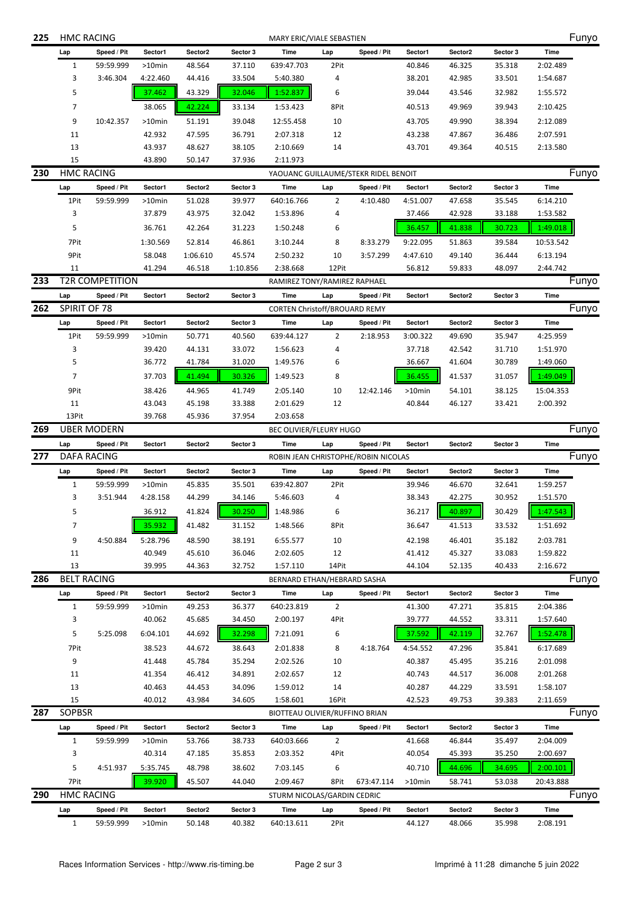## 225 HMC RACING — MARY ERIC/VIALE SEBASTIEN — Funyo

| Lap | Speed / Pit | Sector1 | Sector2 | Sector 3 | Time | Lap | Speed / Pit | Sector1 | Sector2 | Sector 3 | Time |
|---|---|---|---|---|---|---|---|---|---|---|---|
| 1 | 59:59.999 | >10min | 48.564 | 37.110 | 639:47.703 | 2Pit | | 40.846 | 46.325 | 35.318 | 2:02.489 |
| 3 | 3:46.304 | 4:22.460 | 44.416 | 33.504 | 5:40.380 | 4 | | 38.201 | 42.985 | 33.501 | 1:54.687 |
| 5 | | 37.462 | 43.329 | 32.046 | 1:52.837 | 6 | | 39.044 | 43.546 | 32.982 | 1:55.572 |
| 7 | | 38.065 | 42.224 | 33.134 | 1:53.423 | 8Pit | | 40.513 | 49.969 | 39.943 | 2:10.425 |
| 9 | 10:42.357 | >10min | 51.191 | 39.048 | 12:55.458 | 10 | | 43.705 | 49.990 | 38.394 | 2:12.089 |
| 11 | | 42.932 | 47.595 | 36.791 | 2:07.318 | 12 | | 43.238 | 47.867 | 36.486 | 2:07.591 |
| 13 | | 43.937 | 48.627 | 38.105 | 2:10.669 | 14 | | 43.701 | 49.364 | 40.515 | 2:13.580 |
| 15 | | 43.890 | 50.147 | 37.936 | 2:11.973 | | | | | | |

## 230 HMC RACING — YAOUANC GUILLAUME/STEKR RIDEL BENOIT — Funyo

| Lap | Speed / Pit | Sector1 | Sector2 | Sector 3 | Time | Lap | Speed / Pit | Sector1 | Sector2 | Sector 3 | Time |
|---|---|---|---|---|---|---|---|---|---|---|---|
| 1Pit | 59:59.999 | >10min | 51.028 | 39.977 | 640:16.766 | 2 | 4:10.480 | 4:51.007 | 47.658 | 35.545 | 6:14.210 |
| 3 | | 37.879 | 43.975 | 32.042 | 1:53.896 | 4 | | 37.466 | 42.928 | 33.188 | 1:53.582 |
| 5 | | 36.761 | 42.264 | 31.223 | 1:50.248 | 6 | | 36.457 | 41.838 | 30.723 | 1:49.018 |
| 7Pit | | 1:30.569 | 52.814 | 46.861 | 3:10.244 | 8 | 8:33.279 | 9:22.095 | 51.863 | 39.584 | 10:53.542 |
| 9Pit | | 58.048 | 1:06.610 | 45.574 | 2:50.232 | 10 | 3:57.299 | 4:47.610 | 49.140 | 36.444 | 6:13.194 |
| 11 | | 41.294 | 46.518 | 1:10.856 | 2:38.668 | 12Pit | | 56.812 | 59.833 | 48.097 | 2:44.742 |

## 233 T2R COMPETITION — RAMIREZ TONY/RAMIREZ RAPHAEL — Funyo

| Lap | Speed / Pit | Sector1 | Sector2 | Sector 3 | Time | Lap | Speed / Pit | Sector1 | Sector2 | Sector 3 | Time |
|---|---|---|---|---|---|---|---|---|---|---|---|

## 262 SPIRIT OF 78 — CORTEN Christoff/BROUARD REMY — Funyo

| Lap | Speed / Pit | Sector1 | Sector2 | Sector 3 | Time | Lap | Speed / Pit | Sector1 | Sector2 | Sector 3 | Time |
|---|---|---|---|---|---|---|---|---|---|---|---|
| 1Pit | 59:59.999 | >10min | 50.771 | 40.560 | 639:44.127 | 2 | 2:18.953 | 3:00.322 | 49.690 | 35.947 | 4:25.959 |
| 3 | | 39.420 | 44.131 | 33.072 | 1:56.623 | 4 | | 37.718 | 42.542 | 31.710 | 1:51.970 |
| 5 | | 36.772 | 41.784 | 31.020 | 1:49.576 | 6 | | 36.667 | 41.604 | 30.789 | 1:49.060 |
| 7 | | 37.703 | 41.494 | 30.326 | 1:49.523 | 8 | | 36.455 | 41.537 | 31.057 | 1:49.049 |
| 9Pit | | 38.426 | 44.965 | 41.749 | 2:05.140 | 10 | 12:42.146 | >10min | 54.101 | 38.125 | 15:04.353 |
| 11 | | 43.043 | 45.198 | 33.388 | 2:01.629 | 12 | | 40.844 | 46.127 | 33.421 | 2:00.392 |
| 13Pit | | 39.768 | 45.936 | 37.954 | 2:03.658 | | | | | | |

## 269 UBER MODERN — BEC OLIVIER/FLEURY HUGO — Funyo

| Lap | Speed / Pit | Sector1 | Sector2 | Sector 3 | Time | Lap | Speed / Pit | Sector1 | Sector2 | Sector 3 | Time |
|---|---|---|---|---|---|---|---|---|---|---|---|

## 277 DAFA RACING — ROBIN JEAN CHRISTOPHE/ROBIN NICOLAS — Funyo

| Lap | Speed / Pit | Sector1 | Sector2 | Sector 3 | Time | Lap | Speed / Pit | Sector1 | Sector2 | Sector 3 | Time |
|---|---|---|---|---|---|---|---|---|---|---|---|
| 1 | 59:59.999 | >10min | 45.835 | 35.501 | 639:42.807 | 2Pit | | 39.946 | 46.670 | 32.641 | 1:59.257 |
| 3 | 3:51.944 | 4:28.158 | 44.299 | 34.146 | 5:46.603 | 4 | | 38.343 | 42.275 | 30.952 | 1:51.570 |
| 5 | | 36.912 | 41.824 | 30.250 | 1:48.986 | 6 | | 36.217 | 40.897 | 30.429 | 1:47.543 |
| 7 | | 35.932 | 41.482 | 31.152 | 1:48.566 | 8Pit | | 36.647 | 41.513 | 33.532 | 1:51.692 |
| 9 | 4:50.884 | 5:28.796 | 48.590 | 38.191 | 6:55.577 | 10 | | 42.198 | 46.401 | 35.182 | 2:03.781 |
| 11 | | 40.949 | 45.610 | 36.046 | 2:02.605 | 12 | | 41.412 | 45.327 | 33.083 | 1:59.822 |
| 13 | | 39.995 | 44.363 | 32.752 | 1:57.110 | 14Pit | | 44.104 | 52.135 | 40.433 | 2:16.672 |

## 286 BELT RACING — BERNARD ETHAN/HEBRARD SASHA — Funyo

| Lap | Speed / Pit | Sector1 | Sector2 | Sector 3 | Time | Lap | Speed / Pit | Sector1 | Sector2 | Sector 3 | Time |
|---|---|---|---|---|---|---|---|---|---|---|---|
| 1 | 59:59.999 | >10min | 49.253 | 36.377 | 640:23.819 | 2 | | 41.300 | 47.271 | 35.815 | 2:04.386 |
| 3 | | 40.062 | 45.685 | 34.450 | 2:00.197 | 4Pit | | 39.777 | 44.552 | 33.311 | 1:57.640 |
| 5 | 5:25.098 | 6:04.101 | 44.692 | 32.298 | 7:21.091 | 6 | | 37.592 | 42.119 | 32.767 | 1:52.478 |
| 7Pit | | 38.523 | 44.672 | 38.643 | 2:01.838 | 8 | 4:18.764 | 4:54.552 | 47.296 | 35.841 | 6:17.689 |
| 9 | | 41.448 | 45.784 | 35.294 | 2:02.526 | 10 | | 40.387 | 45.495 | 35.216 | 2:01.098 |
| 11 | | 41.354 | 46.412 | 34.891 | 2:02.657 | 12 | | 40.743 | 44.517 | 36.008 | 2:01.268 |
| 13 | | 40.463 | 44.453 | 34.096 | 1:59.012 | 14 | | 40.287 | 44.229 | 33.591 | 1:58.107 |
| 15 | | 40.012 | 43.984 | 34.605 | 1:58.601 | 16Pit | | 42.523 | 49.753 | 39.383 | 2:11.659 |

## 287 SOPBSR — BIOTTEAU OLIVIER/RUFFINO BRIAN — Funyo

| Lap | Speed / Pit | Sector1 | Sector2 | Sector 3 | Time | Lap | Speed / Pit | Sector1 | Sector2 | Sector 3 | Time |
|---|---|---|---|---|---|---|---|---|---|---|---|
| 1 | 59:59.999 | >10min | 53.766 | 38.733 | 640:03.666 | 2 | | 41.668 | 46.844 | 35.497 | 2:04.009 |
| 3 | | 40.314 | 47.185 | 35.853 | 2:03.352 | 4Pit | | 40.054 | 45.393 | 35.250 | 2:00.697 |
| 5 | 4:51.937 | 5:35.745 | 48.798 | 38.602 | 7:03.145 | 6 | | 40.710 | 44.696 | 34.695 | 2:00.101 |
| 7Pit | | 39.920 | 45.507 | 44.040 | 2:09.467 | 8Pit | 673:47.114 | >10min | 58.741 | 53.038 | 20:43.888 |

## 290 HMC RACING — STURM NICOLAS/GARDIN CEDRIC — Funyo

| Lap | Speed / Pit | Sector1 | Sector2 | Sector 3 | Time | Lap | Speed / Pit | Sector1 | Sector2 | Sector 3 | Time |
|---|---|---|---|---|---|---|---|---|---|---|---|
| 1 | 59:59.999 | >10min | 50.148 | 40.382 | 640:13.611 | 2Pit | | 44.127 | 48.066 | 35.998 | 2:08.191 |

Races Information Services - http://www.ris-timing.be — Imprimé à 11:28 dimanche 5 juin 2022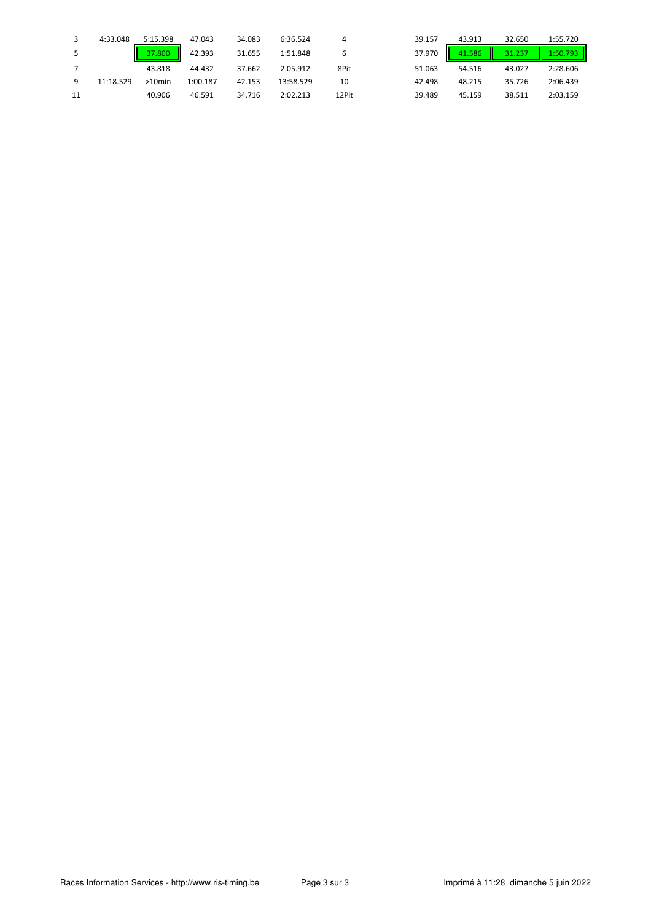| | | | | | | | | | | |
|---|---|---|---|---|---|---|---|---|---|---|
| 3 | 4:33.048 | 5:15.398 | 47.043 | 34.083 | 6:36.524 | 4 | 39.157 | 43.913 | 32.650 | 1:55.720 |
| 5 | | 37.800 | 42.393 | 31.655 | 1:51.848 | 6 | 37.970 | 41.586 | 31.237 | 1:50.793 |
| 7 | | 43.818 | 44.432 | 37.662 | 2:05.912 | 8Pit | 51.063 | 54.516 | 43.027 | 2:28.606 |
| 9 | 11:18.529 | >10min | 1:00.187 | 42.153 | 13:58.529 | 10 | 42.498 | 48.215 | 35.726 | 2:06.439 |
| 11 | | 40.906 | 46.591 | 34.716 | 2:02.213 | 12Pit | 39.489 | 45.159 | 38.511 | 2:03.159 |

Races Information Services - http://www.ris-timing.be

Imprimé à 11:28 dimanche 5 juin 2022